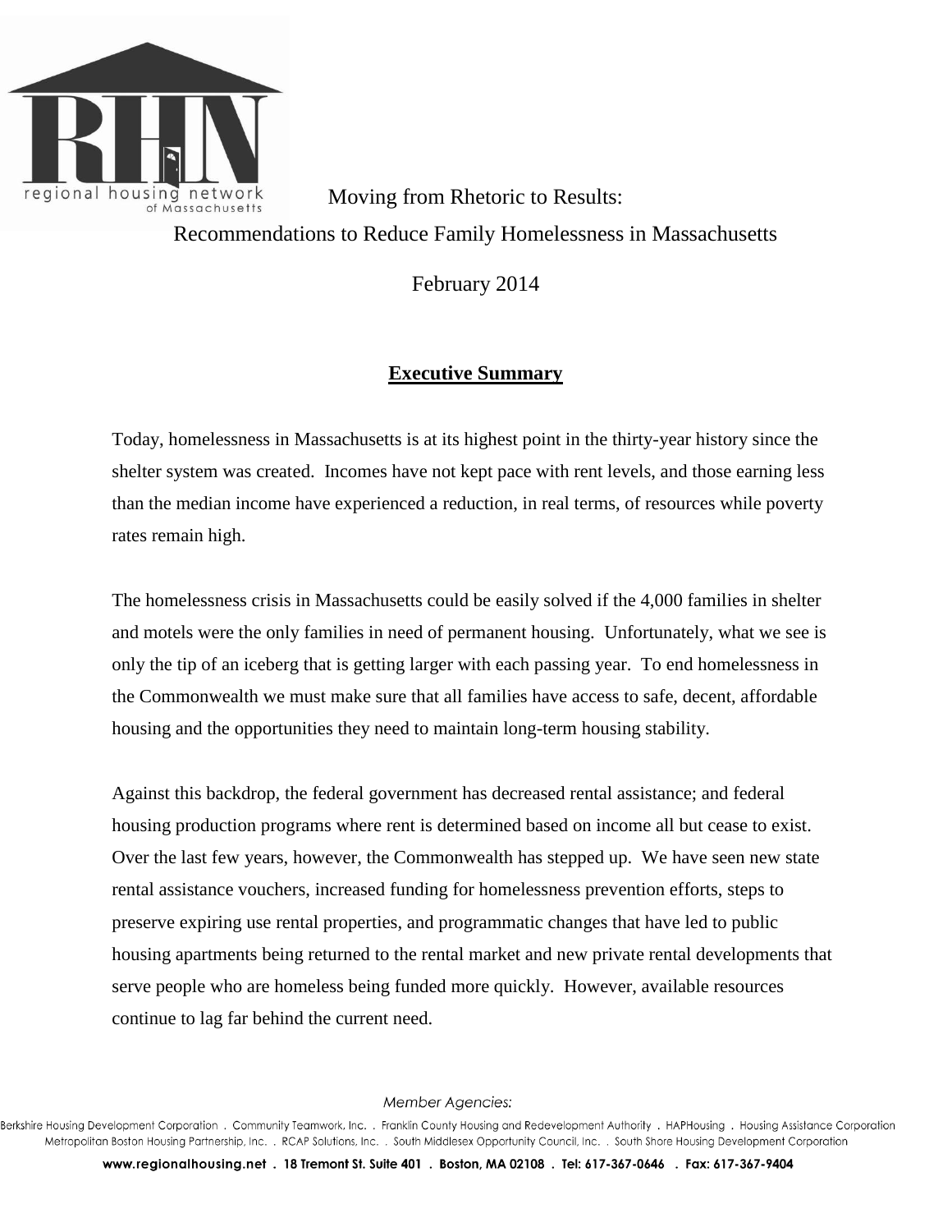Moving from Rhetoric to Results:

Recommendations to Reduce Family Homelessness in Massachusetts

February 2014

## Executive Summary

Today, homelessness in Massachusetts is at its highest point in the thirty-year history since the shelter system was created. Incomes have not kept pace with rent levels, and those earning less than the median income have experienced a reduction, in real terms, of resources while poverty rates remain high.

The homelessness crisis in Massachusetts could be easily solved if the 4,000 families in shelter and motels were the only families in need of permanent housing. Unfortunately, what we see is only the tip of an iceberg that is getting larger with each passing year. To end homelessness in the Commonwealth we must make sure that all families have access to safe, decent, affordable housing and the opportunities they need to maintain long-term housing stability.

Against this backdrop, the federal government has decreased rental assistance; and federal housing production programs where rent is determined based on income all but cease to exist. Over the last few years, however, the Commonwealth has stepped up. We have seen new state rental assistance vouchers, increased funding for homelessness prevention efforts, steps to preserve expiring use rental properties, and programmatic changes that have led to public housing apartments being returned to the rental market and new private rental developments that serve people who are homeless being funded more quickly. However, available resources continue to lag far behind the current need.

*Member Agencies:*

Berkshire Housing Development Corporation . Community Teamwork, Inc. . Franklin County Housing and Redevelopment Authority . HAPHousing . Housing Assistance Corporation Metropolitan Boston Housing Partnership, Inc. . RCAP Solutions, Inc. . South Middlesex Opportunity Council, Inc. . South Shore Housing Development Corporation

**www.regionalhousing.net . 18 Tremont St. Suite 401 . Boston, MA 02108 . Tel: 617-367-0646 . Fax: 617-367-9404**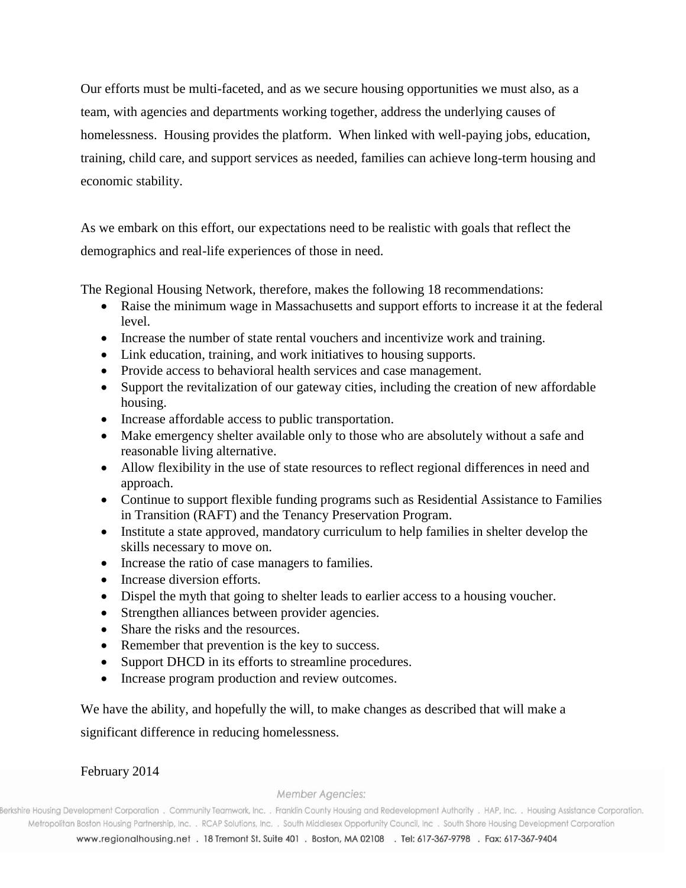Our efforts must be multi-faceted, and as we secure housing opportunities we must also, as a team, with agencies and departments working together, address the underlying causes of homelessness. Housing provides the platform. When linked with well-paying jobs, education, training, child care, and support services as needed, families can achieve long-term housing and economic stability.

As we embark on this effort, our expectations need to be realistic with goals that reflect the demographics and real-life experiences of those in need.

The Regional Housing Network, therefore, makes the following 18 recommendations:

- Raise the minimum wage in Massachusetts and support efforts to increase it at the federal level.
- Increase the number of state rental vouchers and incentivize work and training.
- Link education, training, and work initiatives to housing supports.
- Provide access to behavioral health services and case management.
- Support the revitalization of our gateway cities, including the creation of new affordable housing.
- Increase affordable access to public transportation.
- Make emergency shelter available only to those who are absolutely without a safe and reasonable living alternative.
- Allow flexibility in the use of state resources to reflect regional differences in need and approach.
- Continue to support flexible funding programs such as Residential Assistance to Families in Transition (RAFT) and the Tenancy Preservation Program.
- Institute a state approved, mandatory curriculum to help families in shelter develop the skills necessary to move on.
- Increase the ratio of case managers to families.
- Increase diversion efforts.
- Dispel the myth that going to shelter leads to earlier access to a housing voucher.
- Strengthen alliances between provider agencies.
- Share the risks and the resources.
- Remember that prevention is the key to success.
- Support DHCD in its efforts to streamline procedures.
- Increase program production and review outcomes.

We have the ability, and hopefully the will, to make changes as described that will make a significant difference in reducing homelessness.

February 2014